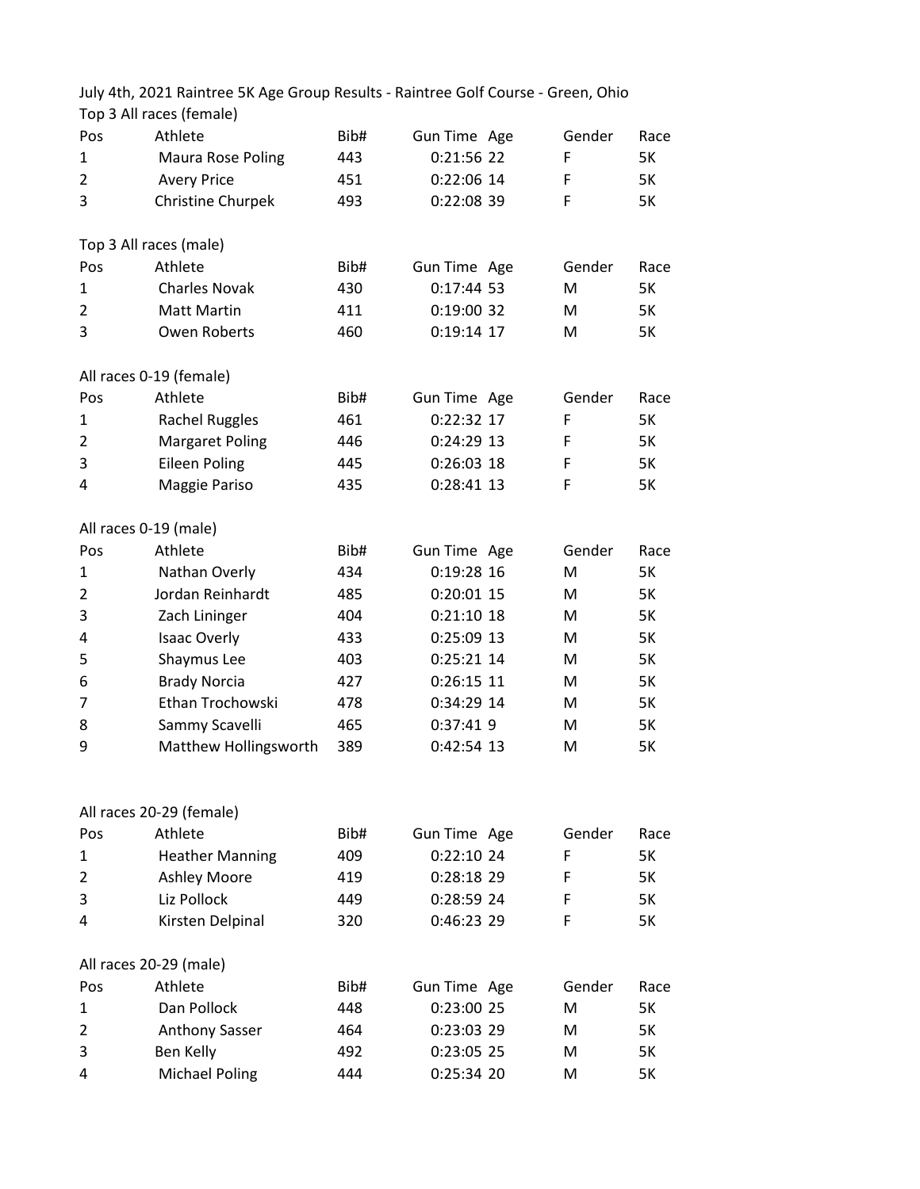July 4th, 2021 Raintree 5K Age Group Results - Raintree Golf Course - Green, Ohio

Top 3 All races (female)

| Pos | Athlete | Bib# | Gun Time | Age | Gender | Race |
|---|---|---|---|---|---|---|
| 1 | Maura Rose Poling | 443 | 0:21:56 | 22 | F | 5K |
| 2 | Avery Price | 451 | 0:22:06 | 14 | F | 5K |
| 3 | Christine Churpek | 493 | 0:22:08 | 39 | F | 5K |

Top 3 All races (male)

| Pos | Athlete | Bib# | Gun Time | Age | Gender | Race |
|---|---|---|---|---|---|---|
| 1 | Charles Novak | 430 | 0:17:44 | 53 | M | 5K |
| 2 | Matt Martin | 411 | 0:19:00 | 32 | M | 5K |
| 3 | Owen Roberts | 460 | 0:19:14 | 17 | M | 5K |

All races 0-19 (female)

| Pos | Athlete | Bib# | Gun Time | Age | Gender | Race |
|---|---|---|---|---|---|---|
| 1 | Rachel Ruggles | 461 | 0:22:32 | 17 | F | 5K |
| 2 | Margaret Poling | 446 | 0:24:29 | 13 | F | 5K |
| 3 | Eileen Poling | 445 | 0:26:03 | 18 | F | 5K |
| 4 | Maggie Pariso | 435 | 0:28:41 | 13 | F | 5K |

All races 0-19 (male)

| Pos | Athlete | Bib# | Gun Time | Age | Gender | Race |
|---|---|---|---|---|---|---|
| 1 | Nathan Overly | 434 | 0:19:28 | 16 | M | 5K |
| 2 | Jordan Reinhardt | 485 | 0:20:01 | 15 | M | 5K |
| 3 | Zach Lininger | 404 | 0:21:10 | 18 | M | 5K |
| 4 | Isaac Overly | 433 | 0:25:09 | 13 | M | 5K |
| 5 | Shaymus Lee | 403 | 0:25:21 | 14 | M | 5K |
| 6 | Brady Norcia | 427 | 0:26:15 | 11 | M | 5K |
| 7 | Ethan Trochowski | 478 | 0:34:29 | 14 | M | 5K |
| 8 | Sammy Scavelli | 465 | 0:37:41 | 9 | M | 5K |
| 9 | Matthew Hollingsworth | 389 | 0:42:54 | 13 | M | 5K |

All races 20-29 (female)

| Pos | Athlete | Bib# | Gun Time | Age | Gender | Race |
|---|---|---|---|---|---|---|
| 1 | Heather Manning | 409 | 0:22:10 | 24 | F | 5K |
| 2 | Ashley Moore | 419 | 0:28:18 | 29 | F | 5K |
| 3 | Liz Pollock | 449 | 0:28:59 | 24 | F | 5K |
| 4 | Kirsten Delpinal | 320 | 0:46:23 | 29 | F | 5K |

All races 20-29 (male)

| Pos | Athlete | Bib# | Gun Time | Age | Gender | Race |
|---|---|---|---|---|---|---|
| 1 | Dan Pollock | 448 | 0:23:00 | 25 | M | 5K |
| 2 | Anthony Sasser | 464 | 0:23:03 | 29 | M | 5K |
| 3 | Ben Kelly | 492 | 0:23:05 | 25 | M | 5K |
| 4 | Michael Poling | 444 | 0:25:34 | 20 | M | 5K |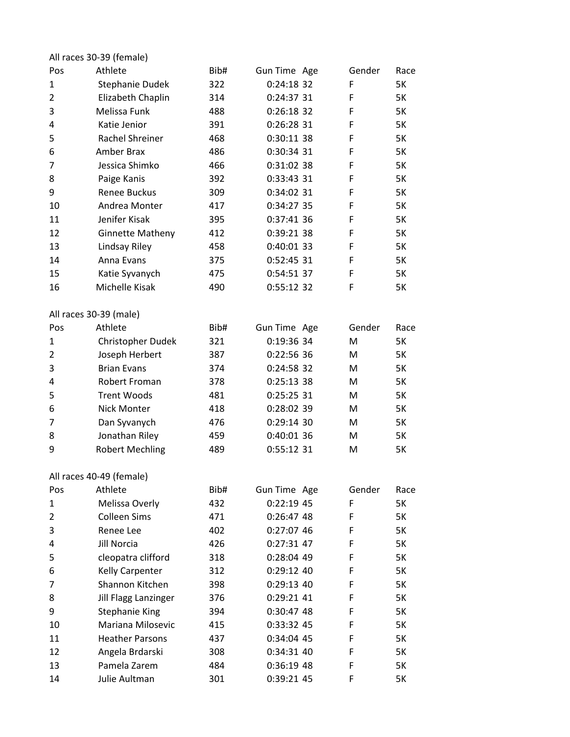All races 30-39 (female)

| Pos | Athlete | Bib# | Gun Time | Age | Gender | Race |
|---|---|---|---|---|---|---|
| 1 | Stephanie Dudek | 322 | 0:24:18 | 32 | F | 5K |
| 2 | Elizabeth Chaplin | 314 | 0:24:37 | 31 | F | 5K |
| 3 | Melissa Funk | 488 | 0:26:18 | 32 | F | 5K |
| 4 | Katie Jenior | 391 | 0:26:28 | 31 | F | 5K |
| 5 | Rachel Shreiner | 468 | 0:30:11 | 38 | F | 5K |
| 6 | Amber Brax | 486 | 0:30:34 | 31 | F | 5K |
| 7 | Jessica Shimko | 466 | 0:31:02 | 38 | F | 5K |
| 8 | Paige Kanis | 392 | 0:33:43 | 31 | F | 5K |
| 9 | Renee Buckus | 309 | 0:34:02 | 31 | F | 5K |
| 10 | Andrea Monter | 417 | 0:34:27 | 35 | F | 5K |
| 11 | Jenifer Kisak | 395 | 0:37:41 | 36 | F | 5K |
| 12 | Ginnette Matheny | 412 | 0:39:21 | 38 | F | 5K |
| 13 | Lindsay Riley | 458 | 0:40:01 | 33 | F | 5K |
| 14 | Anna Evans | 375 | 0:52:45 | 31 | F | 5K |
| 15 | Katie Syvanych | 475 | 0:54:51 | 37 | F | 5K |
| 16 | Michelle Kisak | 490 | 0:55:12 | 32 | F | 5K |

All races 30-39 (male)

| Pos | Athlete | Bib# | Gun Time | Age | Gender | Race |
|---|---|---|---|---|---|---|
| 1 | Christopher Dudek | 321 | 0:19:36 | 34 | M | 5K |
| 2 | Joseph Herbert | 387 | 0:22:56 | 36 | M | 5K |
| 3 | Brian Evans | 374 | 0:24:58 | 32 | M | 5K |
| 4 | Robert Froman | 378 | 0:25:13 | 38 | M | 5K |
| 5 | Trent Woods | 481 | 0:25:25 | 31 | M | 5K |
| 6 | Nick Monter | 418 | 0:28:02 | 39 | M | 5K |
| 7 | Dan Syvanych | 476 | 0:29:14 | 30 | M | 5K |
| 8 | Jonathan Riley | 459 | 0:40:01 | 36 | M | 5K |
| 9 | Robert Mechling | 489 | 0:55:12 | 31 | M | 5K |

All races 40-49 (female)

| Pos | Athlete | Bib# | Gun Time | Age | Gender | Race |
|---|---|---|---|---|---|---|
| 1 | Melissa Overly | 432 | 0:22:19 | 45 | F | 5K |
| 2 | Colleen Sims | 471 | 0:26:47 | 48 | F | 5K |
| 3 | Renee Lee | 402 | 0:27:07 | 46 | F | 5K |
| 4 | Jill Norcia | 426 | 0:27:31 | 47 | F | 5K |
| 5 | cleopatra clifford | 318 | 0:28:04 | 49 | F | 5K |
| 6 | Kelly Carpenter | 312 | 0:29:12 | 40 | F | 5K |
| 7 | Shannon Kitchen | 398 | 0:29:13 | 40 | F | 5K |
| 8 | Jill Flagg Lanzinger | 376 | 0:29:21 | 41 | F | 5K |
| 9 | Stephanie King | 394 | 0:30:47 | 48 | F | 5K |
| 10 | Mariana Milosevic | 415 | 0:33:32 | 45 | F | 5K |
| 11 | Heather Parsons | 437 | 0:34:04 | 45 | F | 5K |
| 12 | Angela Brdarski | 308 | 0:34:31 | 40 | F | 5K |
| 13 | Pamela Zarem | 484 | 0:36:19 | 48 | F | 5K |
| 14 | Julie Aultman | 301 | 0:39:21 | 45 | F | 5K |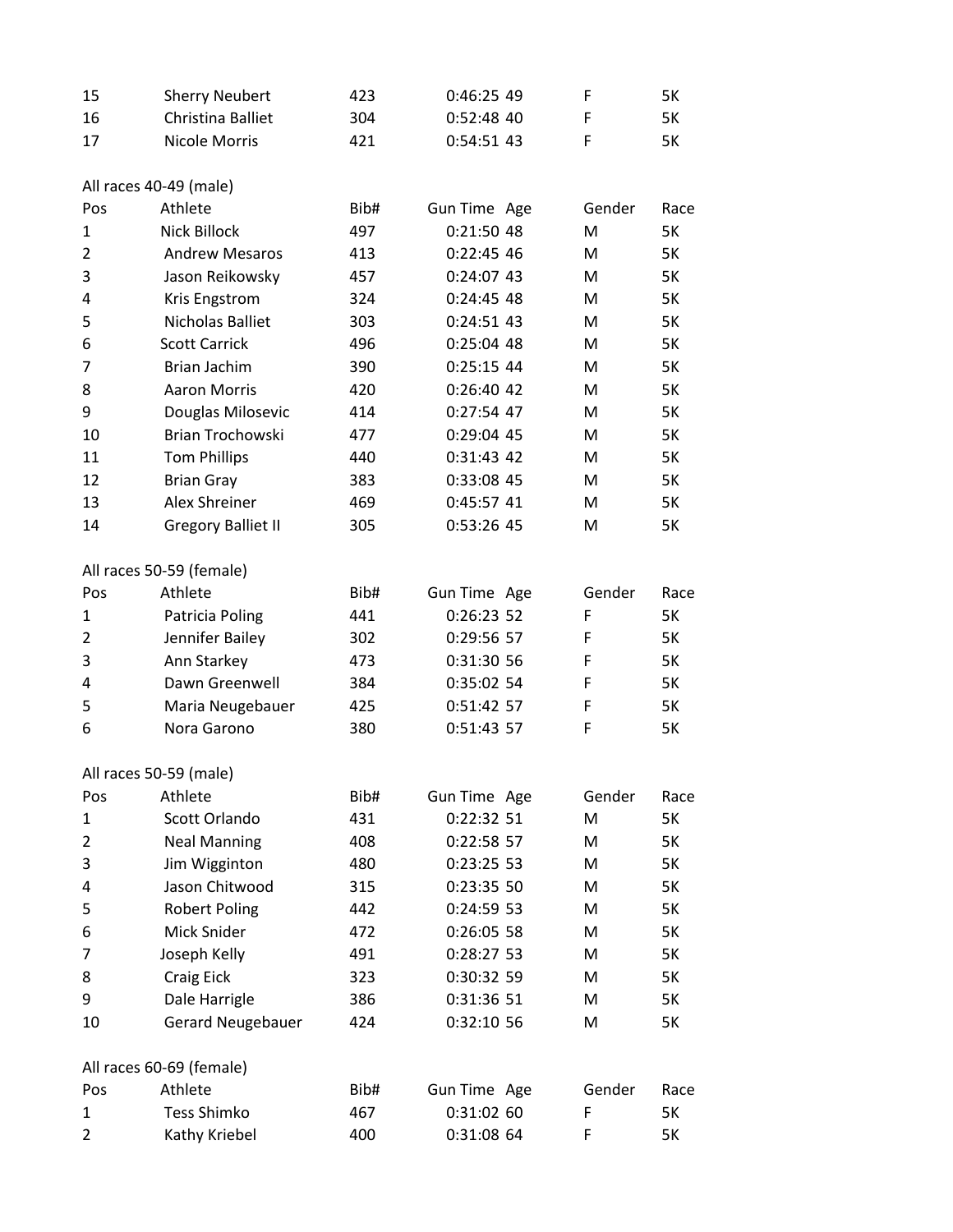| 15 | Sherry Neubert | 423 | 0:46:25 | 49 | F | 5K |
|---|---|---|---|---|---|---|
| 16 | Christina Balliet | 304 | 0:52:48 | 40 | F | 5K |
| 17 | Nicole Morris | 421 | 0:54:51 | 43 | F | 5K |

All races 40-49 (male)

| Pos | Athlete | Bib# | Gun Time | Age | Gender | Race |
|---|---|---|---|---|---|---|
| 1 | Nick Billock | 497 | 0:21:50 | 48 | M | 5K |
| 2 | Andrew Mesaros | 413 | 0:22:45 | 46 | M | 5K |
| 3 | Jason Reikowsky | 457 | 0:24:07 | 43 | M | 5K |
| 4 | Kris Engstrom | 324 | 0:24:45 | 48 | M | 5K |
| 5 | Nicholas Balliet | 303 | 0:24:51 | 43 | M | 5K |
| 6 | Scott Carrick | 496 | 0:25:04 | 48 | M | 5K |
| 7 | Brian Jachim | 390 | 0:25:15 | 44 | M | 5K |
| 8 | Aaron Morris | 420 | 0:26:40 | 42 | M | 5K |
| 9 | Douglas Milosevic | 414 | 0:27:54 | 47 | M | 5K |
| 10 | Brian Trochowski | 477 | 0:29:04 | 45 | M | 5K |
| 11 | Tom Phillips | 440 | 0:31:43 | 42 | M | 5K |
| 12 | Brian Gray | 383 | 0:33:08 | 45 | M | 5K |
| 13 | Alex Shreiner | 469 | 0:45:57 | 41 | M | 5K |
| 14 | Gregory Balliet II | 305 | 0:53:26 | 45 | M | 5K |

All races 50-59 (female)

| Pos | Athlete | Bib# | Gun Time | Age | Gender | Race |
|---|---|---|---|---|---|---|
| 1 | Patricia Poling | 441 | 0:26:23 | 52 | F | 5K |
| 2 | Jennifer Bailey | 302 | 0:29:56 | 57 | F | 5K |
| 3 | Ann Starkey | 473 | 0:31:30 | 56 | F | 5K |
| 4 | Dawn Greenwell | 384 | 0:35:02 | 54 | F | 5K |
| 5 | Maria Neugebauer | 425 | 0:51:42 | 57 | F | 5K |
| 6 | Nora Garono | 380 | 0:51:43 | 57 | F | 5K |

All races 50-59 (male)

| Pos | Athlete | Bib# | Gun Time | Age | Gender | Race |
|---|---|---|---|---|---|---|
| 1 | Scott Orlando | 431 | 0:22:32 | 51 | M | 5K |
| 2 | Neal Manning | 408 | 0:22:58 | 57 | M | 5K |
| 3 | Jim Wigginton | 480 | 0:23:25 | 53 | M | 5K |
| 4 | Jason Chitwood | 315 | 0:23:35 | 50 | M | 5K |
| 5 | Robert Poling | 442 | 0:24:59 | 53 | M | 5K |
| 6 | Mick Snider | 472 | 0:26:05 | 58 | M | 5K |
| 7 | Joseph Kelly | 491 | 0:28:27 | 53 | M | 5K |
| 8 | Craig Eick | 323 | 0:30:32 | 59 | M | 5K |
| 9 | Dale Harrigle | 386 | 0:31:36 | 51 | M | 5K |
| 10 | Gerard Neugebauer | 424 | 0:32:10 | 56 | M | 5K |

All races 60-69 (female)

| Pos | Athlete | Bib# | Gun Time | Age | Gender | Race |
|---|---|---|---|---|---|---|
| 1 | Tess Shimko | 467 | 0:31:02 | 60 | F | 5K |
| 2 | Kathy Kriebel | 400 | 0:31:08 | 64 | F | 5K |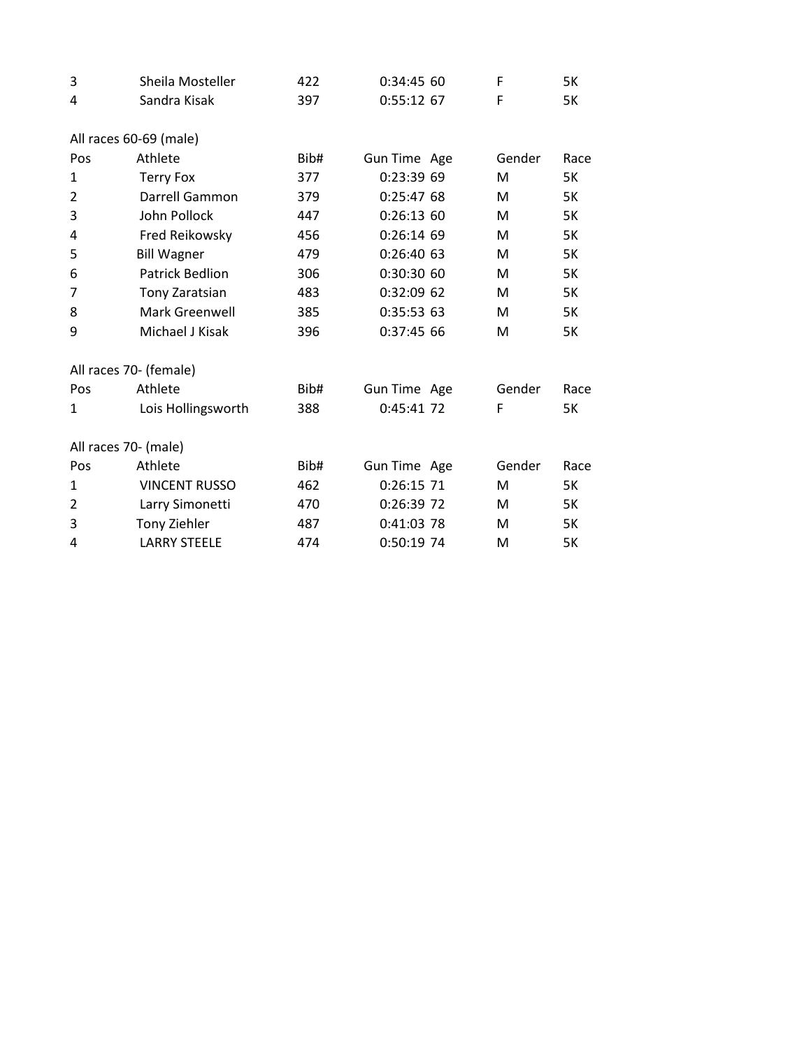| | | | | | | |
|---|---|---|---|---|---|---|
| 3 | Sheila Mosteller | 422 | 0:34:45 | 60 | F | 5K |
| 4 | Sandra Kisak | 397 | 0:55:12 | 67 | F | 5K |

All races 60-69 (male)

| Pos | Athlete | Bib# | Gun Time | Age | Gender | Race |
|---|---|---|---|---|---|---|
| 1 | Terry Fox | 377 | 0:23:39 | 69 | M | 5K |
| 2 | Darrell Gammon | 379 | 0:25:47 | 68 | M | 5K |
| 3 | John Pollock | 447 | 0:26:13 | 60 | M | 5K |
| 4 | Fred Reikowsky | 456 | 0:26:14 | 69 | M | 5K |
| 5 | Bill Wagner | 479 | 0:26:40 | 63 | M | 5K |
| 6 | Patrick Bedlion | 306 | 0:30:30 | 60 | M | 5K |
| 7 | Tony Zaratsian | 483 | 0:32:09 | 62 | M | 5K |
| 8 | Mark Greenwell | 385 | 0:35:53 | 63 | M | 5K |
| 9 | Michael J Kisak | 396 | 0:37:45 | 66 | M | 5K |

All races 70- (female)

| Pos | Athlete | Bib# | Gun Time | Age | Gender | Race |
|---|---|---|---|---|---|---|
| 1 | Lois Hollingsworth | 388 | 0:45:41 | 72 | F | 5K |

All races 70- (male)

| Pos | Athlete | Bib# | Gun Time | Age | Gender | Race |
|---|---|---|---|---|---|---|
| 1 | VINCENT RUSSO | 462 | 0:26:15 | 71 | M | 5K |
| 2 | Larry Simonetti | 470 | 0:26:39 | 72 | M | 5K |
| 3 | Tony Ziehler | 487 | 0:41:03 | 78 | M | 5K |
| 4 | LARRY STEELE | 474 | 0:50:19 | 74 | M | 5K |